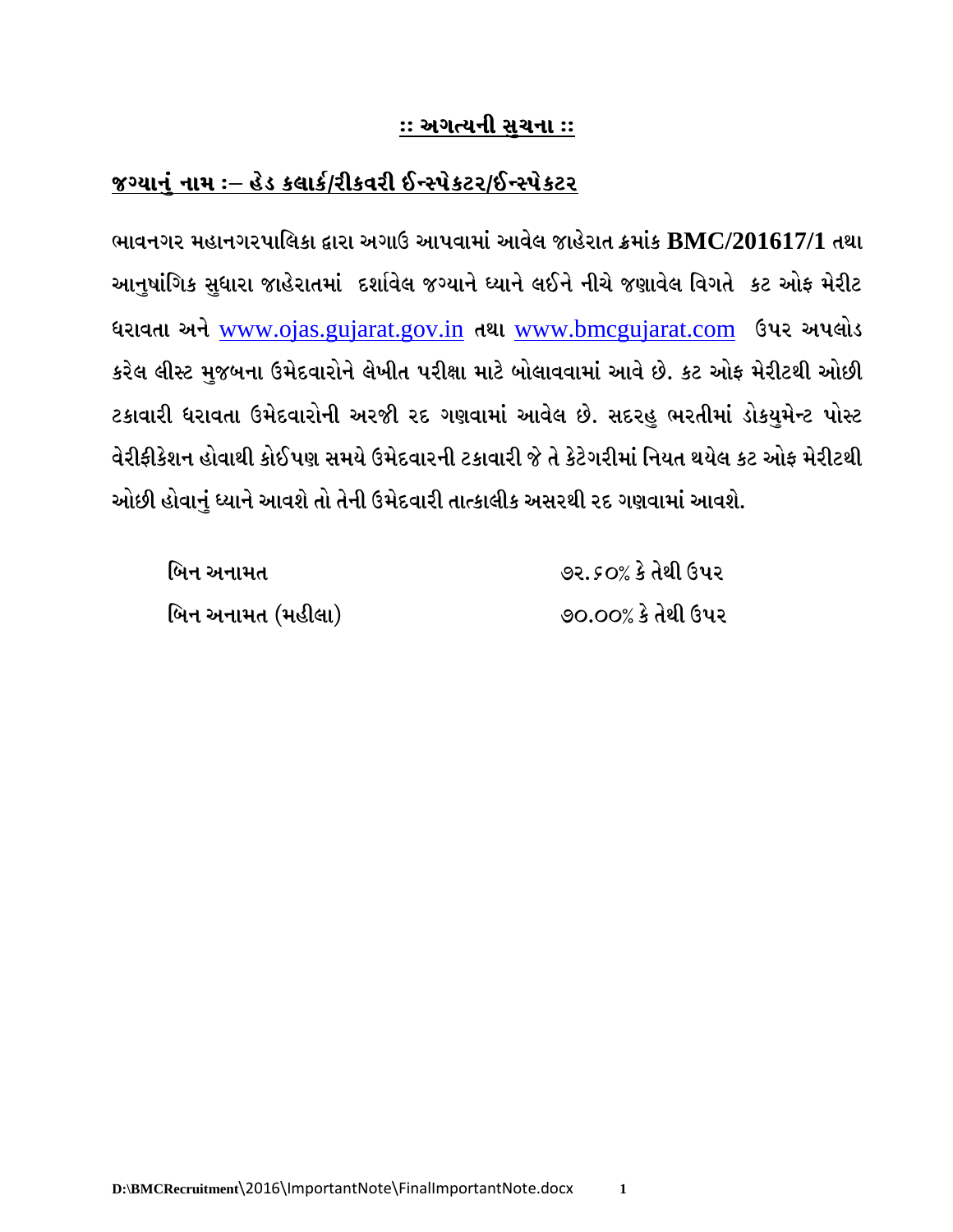**<u>:: અગત્યની સુચના ::</u>**

**<u>જગ્યાનું નામ :– હેડ કલાર્ક/રીકવરી ઈન્સ્પેકટર/ઈન્સ્પેકટર</u>**

**ભાવનગર મહાનગરપાલિકા દ્વારા અગાઉ આપવામાં આવેલ જાહેરાત ક્રમાંક BMC/201617/1 તથા આનુષાંગિક સુધારા જાહેરાતમાં દર્શાવેલ જગ્યાને ધ્યાને લઈને નીચે જણાવેલ વિગતે કટ ઓફ મેરીટ ધરાવતા અને www.ojas.gujarat.gov.in તથા www.bmcgujarat.com ઉપર અપલોડ કરેલ લીસ્ટ મુજબના ઉમેદવારોને લેખીત પરીક્ષા માટે બોલાવવામાં આવે છે. કટ ઓફ મેરીટથી ઓછી ટકાવારી ધરાવતા ઉમેદવારોની અરજી રદ ગણવામાં આવેલ છે. સદરહુ ભરતીમાં ડોકયુમેન્ટ પોસ્ટ વેરીફીકેશન હોવાથી કોઈપણ સમયે ઉમેદવારની ટકાવારી જે તે કેટેગરીમાં નિયત થયેલ કટ ઓફ મેરીટથી ઓછી હોવાનું ધ્યાને આવશે તો તેની ઉમેદવારી તાત્કાલીક અસરથી રદ ગણવામાં આવશે.**

| | |
|---|---|
| **બિન અનામત** | **૭૨.૬૦% કે તેથી ઉપર** |
| **બિન અનામત (મહીલા)** | **૭૦.૦૦% કે તેથી ઉપર** |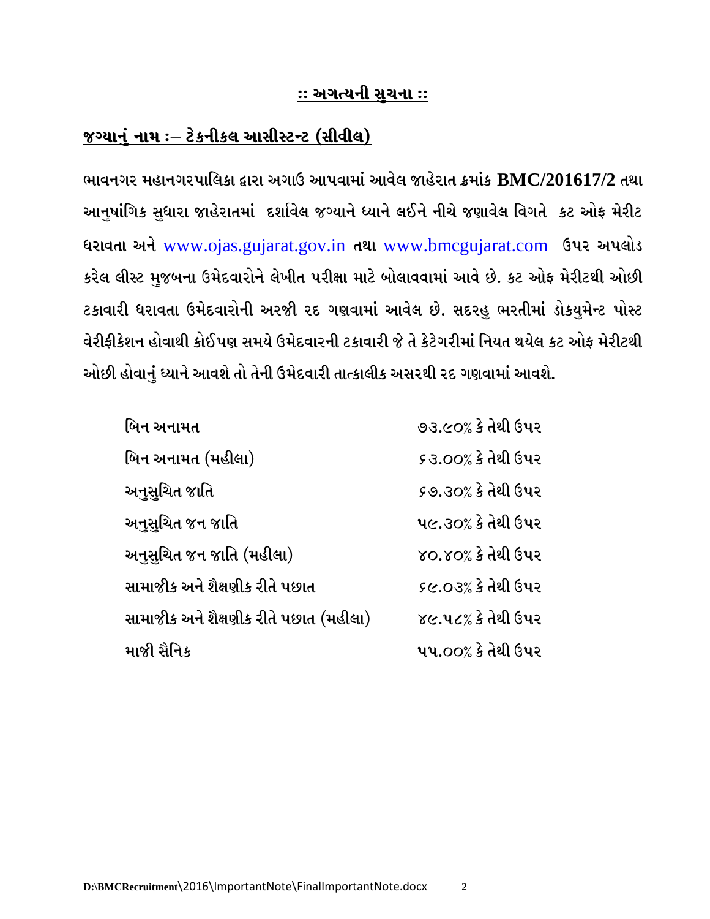## :: અગત્યની સુચના ::

### જગ્યાનું નામ :– ટેકનીકલ આસીસ્ટન્ટ (સીવીલ)

ભાવનગર મહાનગરપાલિકા દ્વારા અગાઉ આપવામાં આવેલ જાહેરાત ક્રમાંક **BMC/201617/2** તથા આનુષાંગિક સુધારા જાહેરાતમાં દર્શાવેલ જગ્યાને ધ્યાને લઈને નીચે જણાવેલ વિગતે કટ ઓફ મેરીટ ધરાવતા અને www.ojas.gujarat.gov.in તથા www.bmcgujarat.com ઉપર અપલોડ કરેલ લીસ્ટ મુજબના ઉમેદવારોને લેખીત પરીક્ષા માટે બોલાવવામાં આવે છે. કટ ઓફ મેરીટથી ઓછી ટકાવારી ધરાવતા ઉમેદવારોની અરજી રદ ગણવામાં આવેલ છે. સદરહુ ભરતીમાં ડોકયુમેન્ટ પોસ્ટ વેરીફીકેશન હોવાથી કોઈપણ સમયે ઉમેદવારની ટકાવારી જે તે કેટેગરીમાં નિયત થયેલ કટ ઓફ મેરીટથી ઓછી હોવાનું ધ્યાને આવશે તો તેની ઉમેદવારી તાત્કાલીક અસરથી રદ ગણવામાં આવશે.

| | |
|---|---|
| બિન અનામત | ૭૩.૯૦% કે તેથી ઉપર |
| બિન અનામત (મહીલા) | ૬૩.૦૦% કે તેથી ઉપર |
| અનુસુચિત જાતિ | ૬૭.૩૦% કે તેથી ઉપર |
| અનુસુચિત જન જાતિ | ૫૯.૩૦% કે તેથી ઉપર |
| અનુસુચિત જન જાતિ (મહીલા) | ૪૦.૪૦% કે તેથી ઉપર |
| સામાજીક અને શૈક્ષણીક રીતે પછાત | ૬૯.૦૩% કે તેથી ઉપર |
| સામાજીક અને શૈક્ષણીક રીતે પછાત (મહીલા) | ૪૯.૫૮% કે તેથી ઉપર |
| માજી સૈનિક | ૫૫.૦૦% કે તેથી ઉપર |

**D:\BMCRecruitment**\2016\ImportantNote\FinalImportantNote.docx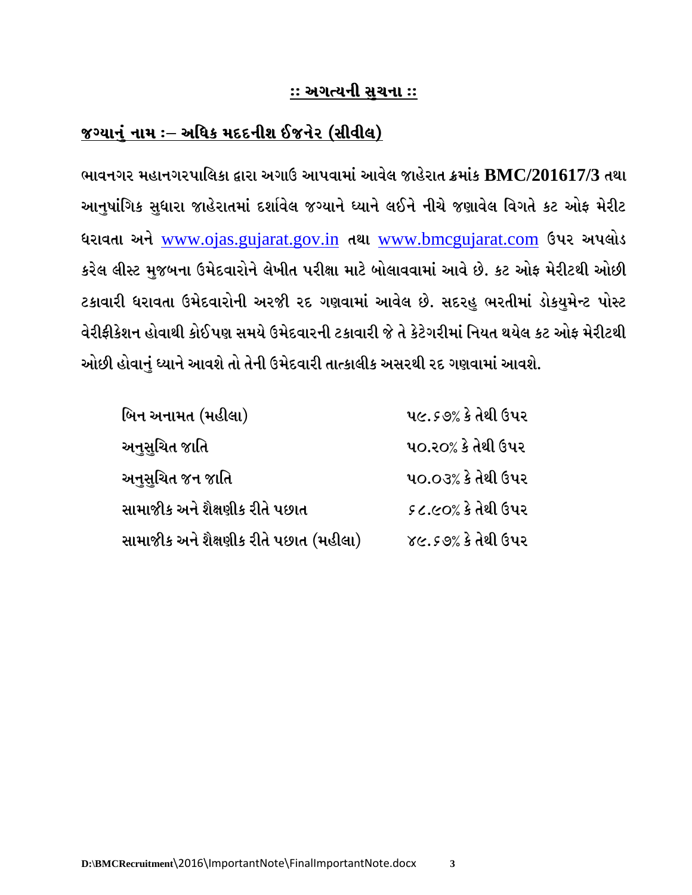## :: અગત્યની સુચના ::

## જગ્યાનું નામ :– અધિક મદદનીશ ઈજનેર (સીવીલ)

**ભાવનગર મહાનગરપાલિકા દ્વારા અગાઉ આપવામાં આવેલ જાહેરાત ક્રમાંક BMC/201617/3 તથા આનુષાંગિક સુધારા જાહેરાતમાં દર્શાવેલ જગ્યાને ધ્યાને લઈને નીચે જણાવેલ વિગતે કટ ઓફ મેરીટ ધરાવતા અને www.ojas.gujarat.gov.in તથા www.bmcgujarat.com ઉપર અપલોડ કરેલ લીસ્ટ મુજબના ઉમેદવારોને લેખીત પરીક્ષા માટે બોલાવવામાં આવે છે. કટ ઓફ મેરીટથી ઓછી ટકાવારી ધરાવતા ઉમેદવારોની અરજી રદ ગણવામાં આવેલ છે. સદરહુ ભરતીમાં ડોકયુમેન્ટ પોસ્ટ વેરીફીકેશન હોવાથી કોઈપણ સમયે ઉમેદવારની ટકાવારી જે તે કેટેગરીમાં નિયત થયેલ કટ ઓફ મેરીટથી ઓછી હોવાનું ધ્યાને આવશે તો તેની ઉમેદવારી તાત્કાલીક અસરથી રદ ગણવામાં આવશે.**

| | |
|---|---|
| **બિન અનામત (મહીલા)** | **૫૯.૬૭% કે તેથી ઉપર** |
| **અનુસુચિત જાતિ** | **૫૦.૨૦% કે તેથી ઉપર** |
| **અનુસુચિત જન જાતિ** | **૫૦.૦૩% કે તેથી ઉપર** |
| **સામાજીક અને શૈક્ષણીક રીતે પછાત** | **૬૮.૯૦% કે તેથી ઉપર** |
| **સામાજીક અને શૈક્ષણીક રીતે પછાત (મહીલા)** | **૪૯.૬૭% કે તેથી ઉપર** |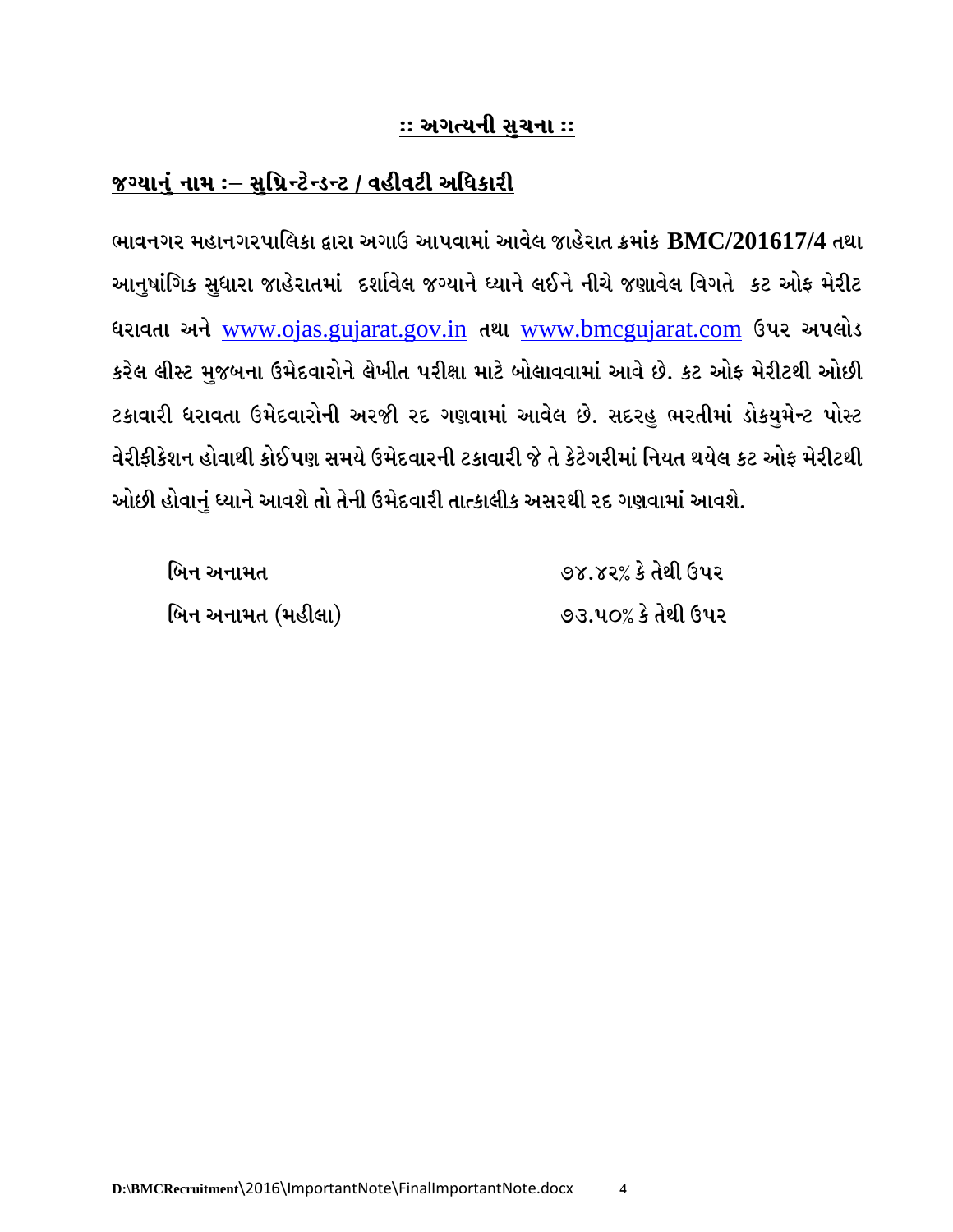## :: અગત્યની સુચના ::

## જગ્યાનું નામ :– સુપ્રિન્ટેન્ડન્ટ / વહીવટી અધિકારી

ભાવનગર મહાનગરપાલિકા દ્વારા અગાઉ આપવામાં આવેલ જાહેરાત ક્રમાંક **BMC/201617/4** તથા આનુષાંગિક સુધારા જાહેરાતમાં દર્શાવેલ જગ્યાને ધ્યાને લઈને નીચે જણાવેલ વિગતે કટ ઓફ મેરીટ ધરાવતા અને www.ojas.gujarat.gov.in તથા www.bmcgujarat.com ઉપર અપલોડ કરેલ લીસ્ટ મુજબના ઉમેદવારોને લેખીત પરીક્ષા માટે બોલાવવામાં આવે છે. કટ ઓફ મેરીટથી ઓછી ટકાવારી ધરાવતા ઉમેદવારોની અરજી રદ ગણવામાં આવેલ છે. સદરહુ ભરતીમાં ડોકયુમેન્ટ પોસ્ટ વેરીફીકેશન હોવાથી કોઈપણ સમયે ઉમેદવારની ટકાવારી જે તે કેટેગરીમાં નિયત થયેલ કટ ઓફ મેરીટથી ઓછી હોવાનું ધ્યાને આવશે તો તેની ઉમેદવારી તાત્કાલીક અસરથી રદ ગણવામાં આવશે.

| | |
|---|---|
| બિન અનામત | ૭૪.૪૨% કે તેથી ઉપર |
| બિન અનામત (મહીલા) | ૭૩.૫૦% કે તેથી ઉપર |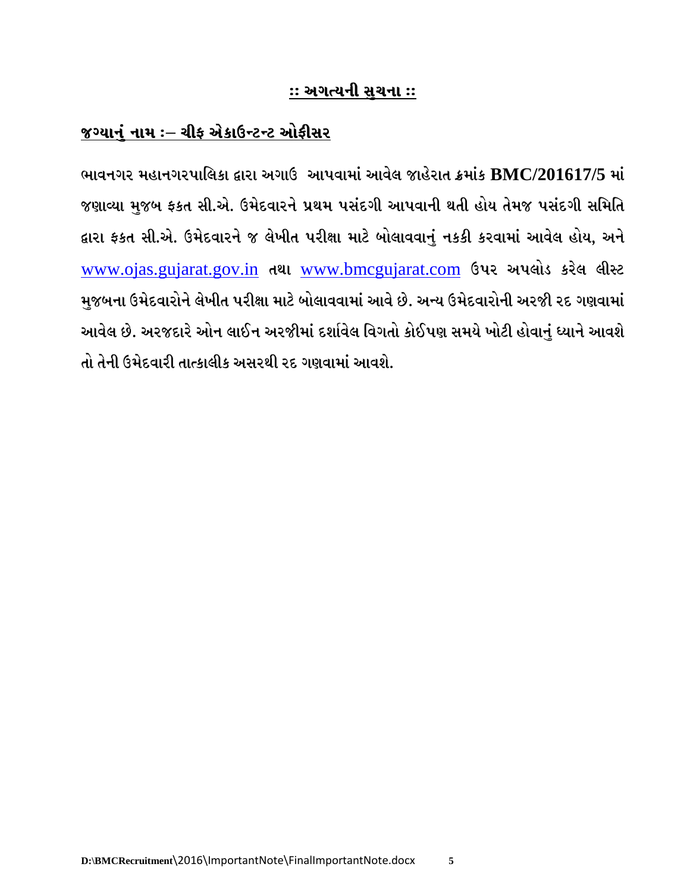## **:: અગત્યની સુચના ::**

**જગ્યાનું નામ :– ચીફ એકાઉન્ટન્ટ ઓફીસર**

ભાવનગર મહાનગરપાલિકા દ્વારા અગાઉ આપવામાં આવેલ જાહેરાત ક્રમાંક **BMC/201617/5** માં જણાવ્યા મુજબ ફકત સી.એ. ઉમેદવારને પ્રથમ પસંદગી આપવાની થતી હોય તેમજ પસંદગી સમિતિ દ્વારા ફકત સી.એ. ઉમેદવારને જ લેખીત પરીક્ષા માટે બોલાવવાનું નકકી કરવામાં આવેલ હોય, અને www.ojas.gujarat.gov.in તથા www.bmcgujarat.com ઉપર અપલોડ કરેલ લીસ્ટ મુજબના ઉમેદવારોને લેખીત પરીક્ષા માટે બોલાવવામાં આવે છે. અન્ય ઉમેદવારોની અરજી રદ ગણવામાં આવેલ છે. અરજદારે ઓન લાઈન અરજીમાં દર્શાવેલ વિગતો કોઈપણ સમયે ખોટી હોવાનું ધ્યાને આવશે તો તેની ઉમેદવારી તાત્કાલીક અસરથી રદ ગણવામાં આવશે.